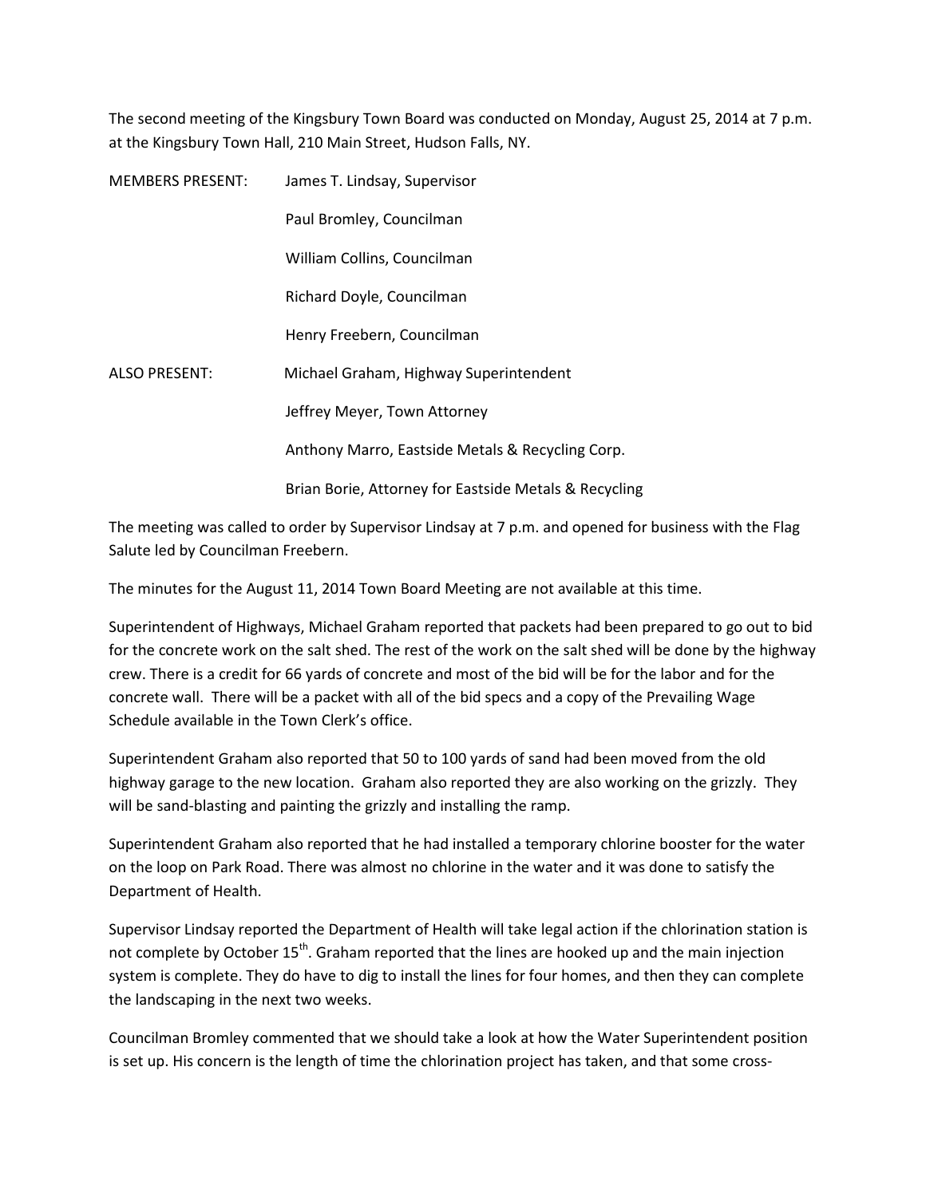The second meeting of the Kingsbury Town Board was conducted on Monday, August 25, 2014 at 7 p.m. at the Kingsbury Town Hall, 210 Main Street, Hudson Falls, NY.

| | |
|---|---|
| MEMBERS PRESENT: | James T. Lindsay, Supervisor |
| | Paul Bromley, Councilman |
| | William Collins, Councilman |
| | Richard Doyle, Councilman |
| | Henry Freebern, Councilman |
| ALSO PRESENT: | Michael Graham, Highway Superintendent |
| | Jeffrey Meyer, Town Attorney |
| | Anthony Marro, Eastside Metals & Recycling Corp. |
| | Brian Borie, Attorney for Eastside Metals & Recycling |

The meeting was called to order by Supervisor Lindsay at 7 p.m. and opened for business with the Flag Salute led by Councilman Freebern.

The minutes for the August 11, 2014 Town Board Meeting are not available at this time.

Superintendent of Highways, Michael Graham reported that packets had been prepared to go out to bid for the concrete work on the salt shed. The rest of the work on the salt shed will be done by the highway crew. There is a credit for 66 yards of concrete and most of the bid will be for the labor and for the concrete wall. There will be a packet with all of the bid specs and a copy of the Prevailing Wage Schedule available in the Town Clerk's office.

Superintendent Graham also reported that 50 to 100 yards of sand had been moved from the old highway garage to the new location. Graham also reported they are also working on the grizzly. They will be sand-blasting and painting the grizzly and installing the ramp.

Superintendent Graham also reported that he had installed a temporary chlorine booster for the water on the loop on Park Road. There was almost no chlorine in the water and it was done to satisfy the Department of Health.

Supervisor Lindsay reported the Department of Health will take legal action if the chlorination station is not complete by October 15th. Graham reported that the lines are hooked up and the main injection system is complete. They do have to dig to install the lines for four homes, and then they can complete the landscaping in the next two weeks.

Councilman Bromley commented that we should take a look at how the Water Superintendent position is set up. His concern is the length of time the chlorination project has taken, and that some cross-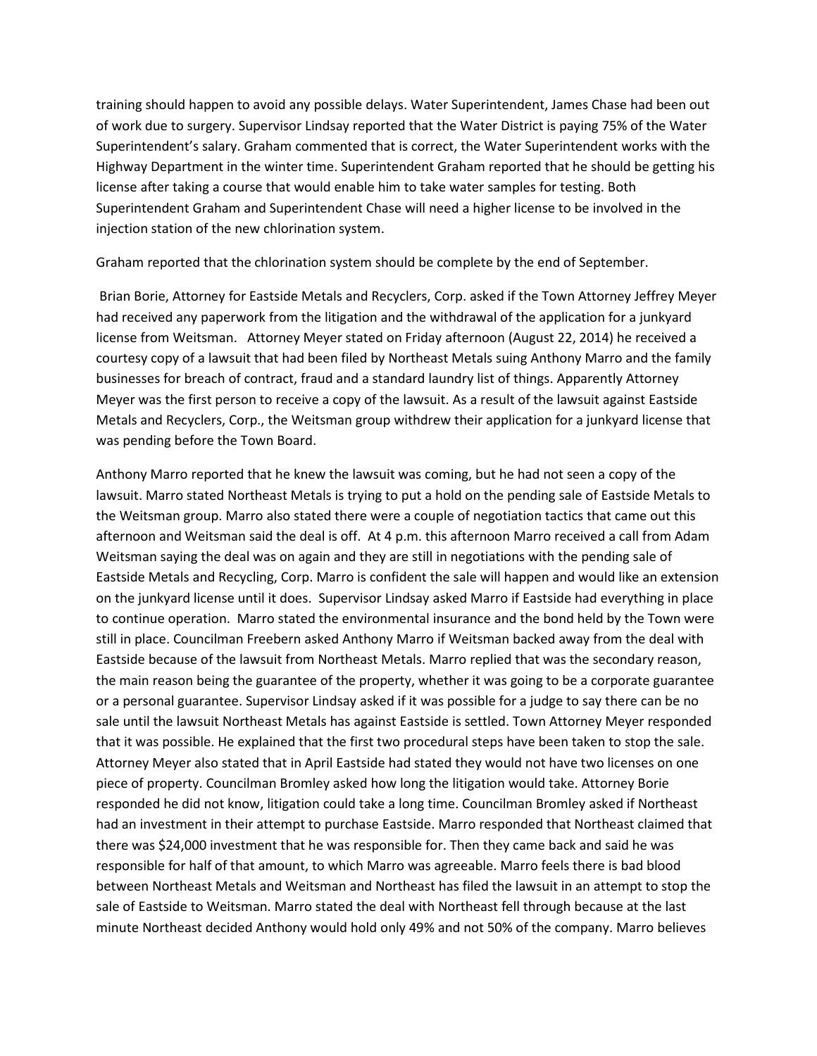training should happen to avoid any possible delays. Water Superintendent, James Chase had been out of work due to surgery. Supervisor Lindsay reported that the Water District is paying 75% of the Water Superintendent's salary. Graham commented that is correct, the Water Superintendent works with the Highway Department in the winter time. Superintendent Graham reported that he should be getting his license after taking a course that would enable him to take water samples for testing. Both Superintendent Graham and Superintendent Chase will need a higher license to be involved in the injection station of the new chlorination system.

Graham reported that the chlorination system should be complete by the end of September.

Brian Borie, Attorney for Eastside Metals and Recyclers, Corp. asked if the Town Attorney Jeffrey Meyer had received any paperwork from the litigation and the withdrawal of the application for a junkyard license from Weitsman. Attorney Meyer stated on Friday afternoon (August 22, 2014) he received a courtesy copy of a lawsuit that had been filed by Northeast Metals suing Anthony Marro and the family businesses for breach of contract, fraud and a standard laundry list of things. Apparently Attorney Meyer was the first person to receive a copy of the lawsuit. As a result of the lawsuit against Eastside Metals and Recyclers, Corp., the Weitsman group withdrew their application for a junkyard license that was pending before the Town Board.

Anthony Marro reported that he knew the lawsuit was coming, but he had not seen a copy of the lawsuit. Marro stated Northeast Metals is trying to put a hold on the pending sale of Eastside Metals to the Weitsman group. Marro also stated there were a couple of negotiation tactics that came out this afternoon and Weitsman said the deal is off. At 4 p.m. this afternoon Marro received a call from Adam Weitsman saying the deal was on again and they are still in negotiations with the pending sale of Eastside Metals and Recycling, Corp. Marro is confident the sale will happen and would like an extension on the junkyard license until it does. Supervisor Lindsay asked Marro if Eastside had everything in place to continue operation. Marro stated the environmental insurance and the bond held by the Town were still in place. Councilman Freebern asked Anthony Marro if Weitsman backed away from the deal with Eastside because of the lawsuit from Northeast Metals. Marro replied that was the secondary reason, the main reason being the guarantee of the property, whether it was going to be a corporate guarantee or a personal guarantee. Supervisor Lindsay asked if it was possible for a judge to say there can be no sale until the lawsuit Northeast Metals has against Eastside is settled. Town Attorney Meyer responded that it was possible. He explained that the first two procedural steps have been taken to stop the sale. Attorney Meyer also stated that in April Eastside had stated they would not have two licenses on one piece of property. Councilman Bromley asked how long the litigation would take. Attorney Borie responded he did not know, litigation could take a long time. Councilman Bromley asked if Northeast had an investment in their attempt to purchase Eastside. Marro responded that Northeast claimed that there was $24,000 investment that he was responsible for. Then they came back and said he was responsible for half of that amount, to which Marro was agreeable. Marro feels there is bad blood between Northeast Metals and Weitsman and Northeast has filed the lawsuit in an attempt to stop the sale of Eastside to Weitsman. Marro stated the deal with Northeast fell through because at the last minute Northeast decided Anthony would hold only 49% and not 50% of the company. Marro believes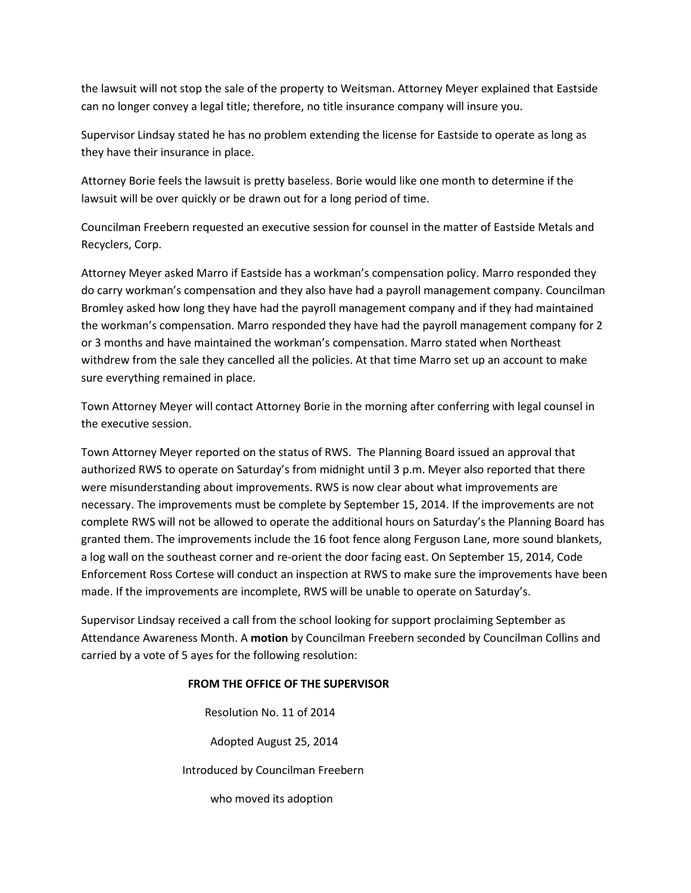the lawsuit will not stop the sale of the property to Weitsman. Attorney Meyer explained that Eastside can no longer convey a legal title; therefore, no title insurance company will insure you.

Supervisor Lindsay stated he has no problem extending the license for Eastside to operate as long as they have their insurance in place.

Attorney Borie feels the lawsuit is pretty baseless. Borie would like one month to determine if the lawsuit will be over quickly or be drawn out for a long period of time.

Councilman Freebern requested an executive session for counsel in the matter of Eastside Metals and Recyclers, Corp.

Attorney Meyer asked Marro if Eastside has a workman's compensation policy. Marro responded they do carry workman's compensation and they also have had a payroll management company. Councilman Bromley asked how long they have had the payroll management company and if they had maintained the workman's compensation. Marro responded they have had the payroll management company for 2 or 3 months and have maintained the workman's compensation. Marro stated when Northeast withdrew from the sale they cancelled all the policies. At that time Marro set up an account to make sure everything remained in place.

Town Attorney Meyer will contact Attorney Borie in the morning after conferring with legal counsel in the executive session.

Town Attorney Meyer reported on the status of RWS. The Planning Board issued an approval that authorized RWS to operate on Saturday's from midnight until 3 p.m. Meyer also reported that there were misunderstanding about improvements. RWS is now clear about what improvements are necessary. The improvements must be complete by September 15, 2014. If the improvements are not complete RWS will not be allowed to operate the additional hours on Saturday's the Planning Board has granted them. The improvements include the 16 foot fence along Ferguson Lane, more sound blankets, a log wall on the southeast corner and re-orient the door facing east. On September 15, 2014, Code Enforcement Ross Cortese will conduct an inspection at RWS to make sure the improvements have been made. If the improvements are incomplete, RWS will be unable to operate on Saturday's.

Supervisor Lindsay received a call from the school looking for support proclaiming September as Attendance Awareness Month. A **motion** by Councilman Freebern seconded by Councilman Collins and carried by a vote of 5 ayes for the following resolution:

**FROM THE OFFICE OF THE SUPERVISOR**

Resolution No. 11 of 2014

Adopted August 25, 2014

Introduced by Councilman Freebern

who moved its adoption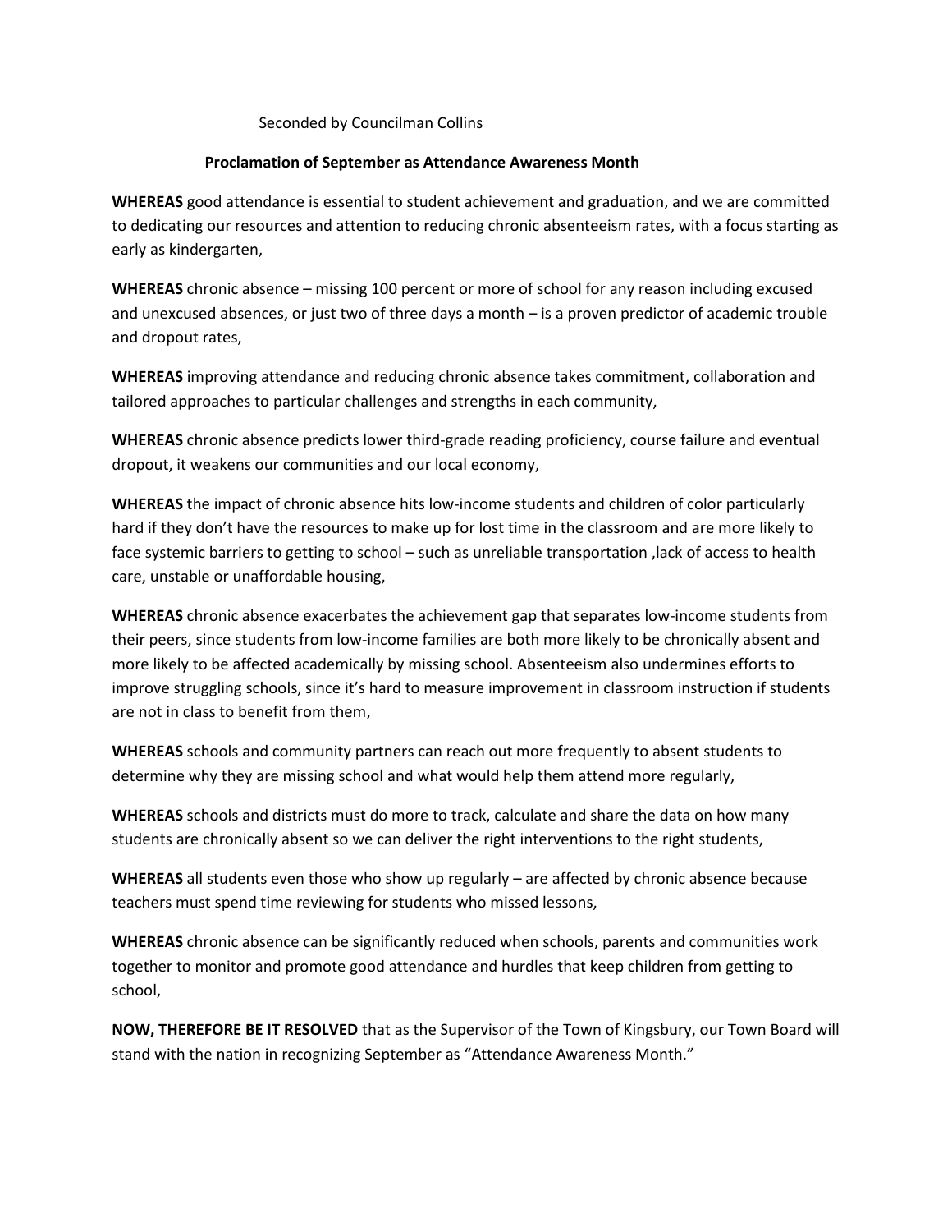Seconded by Councilman Collins

**Proclamation of September as Attendance Awareness Month**

**WHEREAS** good attendance is essential to student achievement and graduation, and we are committed to dedicating our resources and attention to reducing chronic absenteeism rates, with a focus starting as early as kindergarten,

**WHEREAS** chronic absence – missing 100 percent or more of school for any reason including excused and unexcused absences, or just two of three days a month – is a proven predictor of academic trouble and dropout rates,

**WHEREAS** improving attendance and reducing chronic absence takes commitment, collaboration and tailored approaches to particular challenges and strengths in each community,

**WHEREAS** chronic absence predicts lower third-grade reading proficiency, course failure and eventual dropout, it weakens our communities and our local economy,

**WHEREAS** the impact of chronic absence hits low-income students and children of color particularly hard if they don't have the resources to make up for lost time in the classroom and are more likely to face systemic barriers to getting to school – such as unreliable transportation ,lack of access to health care, unstable or unaffordable housing,

**WHEREAS** chronic absence exacerbates the achievement gap that separates low-income students from their peers, since students from low-income families are both more likely to be chronically absent and more likely to be affected academically by missing school. Absenteeism also undermines efforts to improve struggling schools, since it's hard to measure improvement in classroom instruction if students are not in class to benefit from them,

**WHEREAS** schools and community partners can reach out more frequently to absent students to determine why they are missing school and what would help them attend more regularly,

**WHEREAS** schools and districts must do more to track, calculate and share the data on how many students are chronically absent so we can deliver the right interventions to the right students,

**WHEREAS** all students even those who show up regularly – are affected by chronic absence because teachers must spend time reviewing for students who missed lessons,

**WHEREAS** chronic absence can be significantly reduced when schools, parents and communities work together to monitor and promote good attendance and hurdles that keep children from getting to school,

**NOW, THEREFORE BE IT RESOLVED** that as the Supervisor of the Town of Kingsbury, our Town Board will stand with the nation in recognizing September as "Attendance Awareness Month."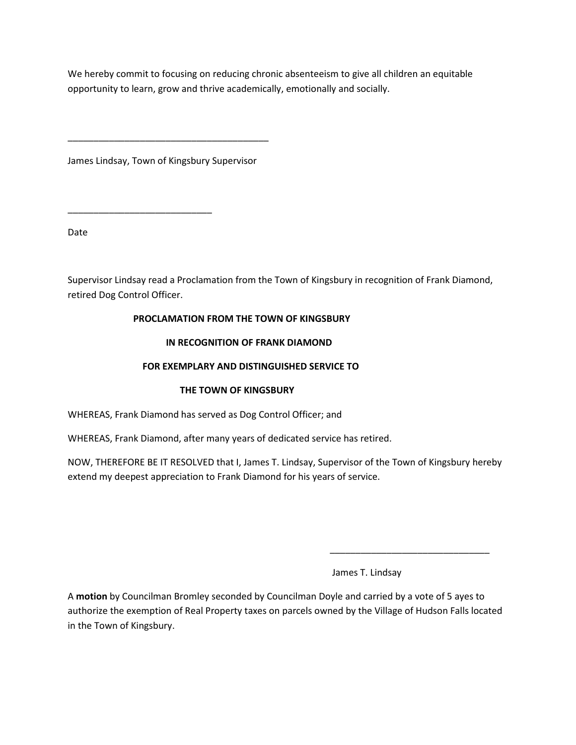We hereby commit to focusing on reducing chronic absenteeism to give all children an equitable opportunity to learn, grow and thrive academically, emotionally and socially.

_________________________________________

James Lindsay, Town of Kingsbury Supervisor

_____________________________

Date

Supervisor Lindsay read a Proclamation from the Town of Kingsbury in recognition of Frank Diamond, retired Dog Control Officer.

**PROCLAMATION FROM THE TOWN OF KINGSBURY**

**IN RECOGNITION OF FRANK DIAMOND**

**FOR EXEMPLARY AND DISTINGUISHED SERVICE TO**

**THE TOWN OF KINGSBURY**

WHEREAS, Frank Diamond has served as Dog Control Officer; and

WHEREAS, Frank Diamond, after many years of dedicated service has retired.

NOW, THEREFORE BE IT RESOLVED that I, James T. Lindsay, Supervisor of the Town of Kingsbury hereby extend my deepest appreciation to Frank Diamond for his years of service.

________________________________

James T. Lindsay

A **motion** by Councilman Bromley seconded by Councilman Doyle and carried by a vote of 5 ayes to authorize the exemption of Real Property taxes on parcels owned by the Village of Hudson Falls located in the Town of Kingsbury.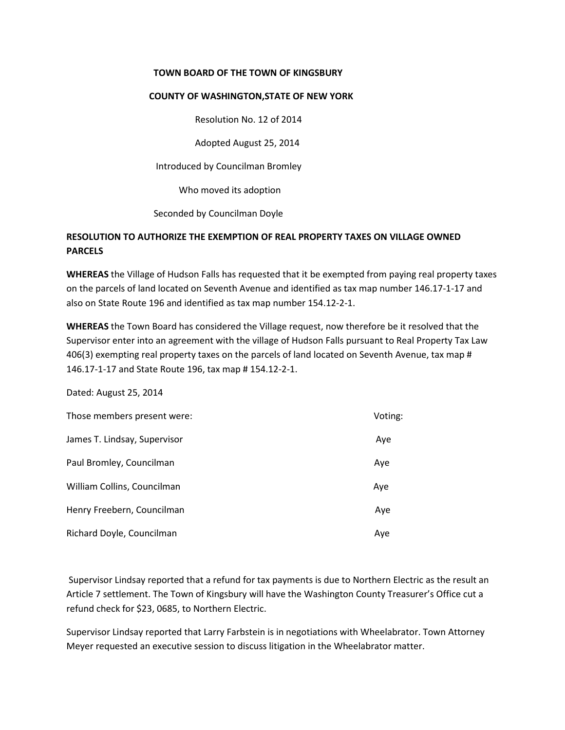**TOWN BOARD OF THE TOWN OF KINGSBURY**

**COUNTY OF WASHINGTON,STATE OF NEW YORK**

Resolution No. 12 of 2014

Adopted August 25, 2014

Introduced by Councilman Bromley

Who moved its adoption

Seconded by Councilman Doyle

**RESOLUTION TO AUTHORIZE THE EXEMPTION OF REAL PROPERTY TAXES ON VILLAGE OWNED PARCELS**

**WHEREAS** the Village of Hudson Falls has requested that it be exempted from paying real property taxes on the parcels of land located on Seventh Avenue and identified as tax map number 146.17-1-17 and also on State Route 196 and identified as tax map number 154.12-2-1.

**WHEREAS** the Town Board has considered the Village request, now therefore be it resolved that the Supervisor enter into an agreement with the village of Hudson Falls pursuant to Real Property Tax Law 406(3) exempting real property taxes on the parcels of land located on Seventh Avenue, tax map # 146.17-1-17 and State Route 196, tax map # 154.12-2-1.

Dated: August 25, 2014

| Those members present were: | Voting: |
|---|---|
| James T. Lindsay, Supervisor | Aye |
| Paul Bromley, Councilman | Aye |
| William Collins, Councilman | Aye |
| Henry Freebern, Councilman | Aye |
| Richard Doyle, Councilman | Aye |

Supervisor Lindsay reported that a refund for tax payments is due to Northern Electric as the result an Article 7 settlement. The Town of Kingsbury will have the Washington County Treasurer's Office cut a refund check for $23, 0685, to Northern Electric.

Supervisor Lindsay reported that Larry Farbstein is in negotiations with Wheelabrator. Town Attorney Meyer requested an executive session to discuss litigation in the Wheelabrator matter.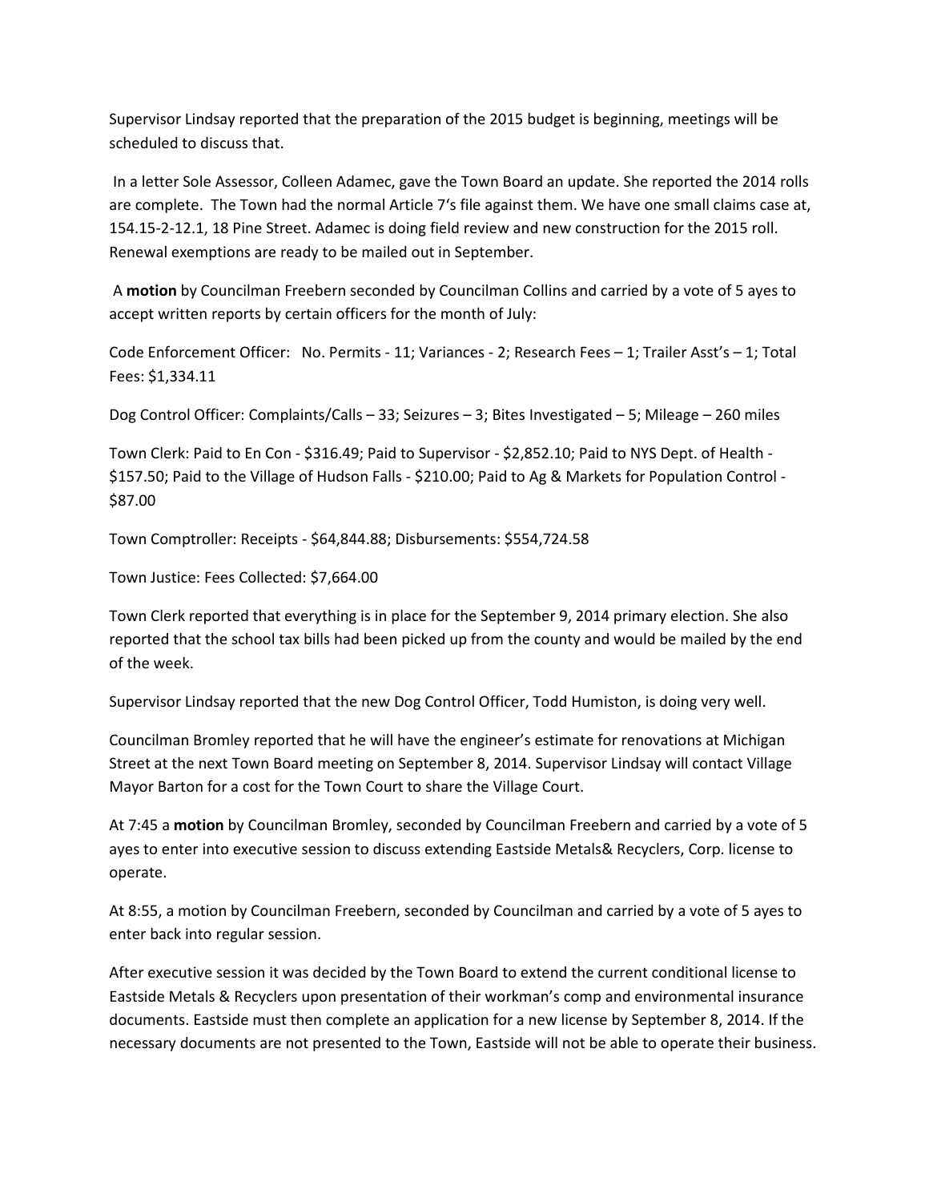Supervisor Lindsay reported that the preparation of the 2015 budget is beginning, meetings will be scheduled to discuss that.

In a letter Sole Assessor, Colleen Adamec, gave the Town Board an update. She reported the 2014 rolls are complete. The Town had the normal Article 7's file against them. We have one small claims case at, 154.15-2-12.1, 18 Pine Street. Adamec is doing field review and new construction for the 2015 roll. Renewal exemptions are ready to be mailed out in September.

A **motion** by Councilman Freebern seconded by Councilman Collins and carried by a vote of 5 ayes to accept written reports by certain officers for the month of July:

Code Enforcement Officer: No. Permits - 11; Variances - 2; Research Fees – 1; Trailer Asst's – 1; Total Fees: $1,334.11

Dog Control Officer: Complaints/Calls – 33; Seizures – 3; Bites Investigated – 5; Mileage – 260 miles

Town Clerk: Paid to En Con - $316.49; Paid to Supervisor - $2,852.10; Paid to NYS Dept. of Health - $157.50; Paid to the Village of Hudson Falls - $210.00; Paid to Ag & Markets for Population Control - $87.00

Town Comptroller: Receipts - $64,844.88; Disbursements: $554,724.58

Town Justice: Fees Collected: $7,664.00

Town Clerk reported that everything is in place for the September 9, 2014 primary election. She also reported that the school tax bills had been picked up from the county and would be mailed by the end of the week.

Supervisor Lindsay reported that the new Dog Control Officer, Todd Humiston, is doing very well.

Councilman Bromley reported that he will have the engineer's estimate for renovations at Michigan Street at the next Town Board meeting on September 8, 2014. Supervisor Lindsay will contact Village Mayor Barton for a cost for the Town Court to share the Village Court.

At 7:45 a **motion** by Councilman Bromley, seconded by Councilman Freebern and carried by a vote of 5 ayes to enter into executive session to discuss extending Eastside Metals& Recyclers, Corp. license to operate.

At 8:55, a motion by Councilman Freebern, seconded by Councilman and carried by a vote of 5 ayes to enter back into regular session.

After executive session it was decided by the Town Board to extend the current conditional license to Eastside Metals & Recyclers upon presentation of their workman's comp and environmental insurance documents. Eastside must then complete an application for a new license by September 8, 2014. If the necessary documents are not presented to the Town, Eastside will not be able to operate their business.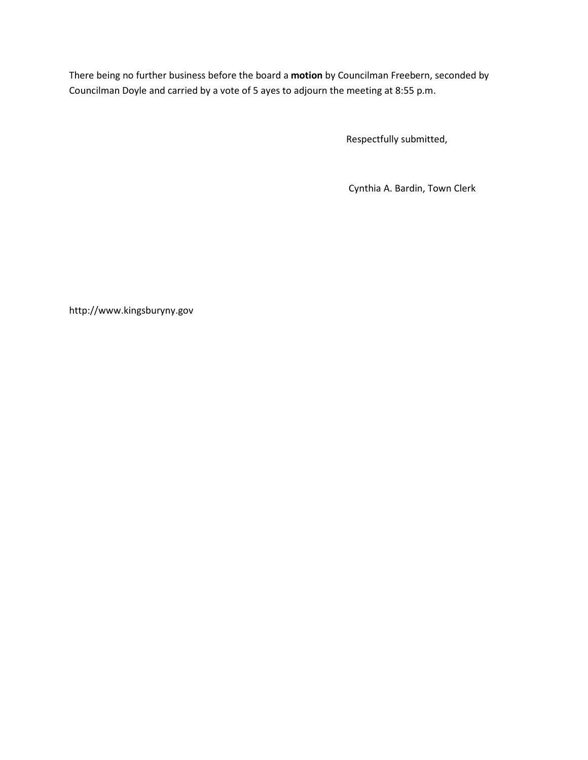There being no further business before the board a **motion** by Councilman Freebern, seconded by Councilman Doyle and carried by a vote of 5 ayes to adjourn the meeting at 8:55 p.m.

Respectfully submitted,

Cynthia A. Bardin, Town Clerk

http://www.kingsburyny.gov